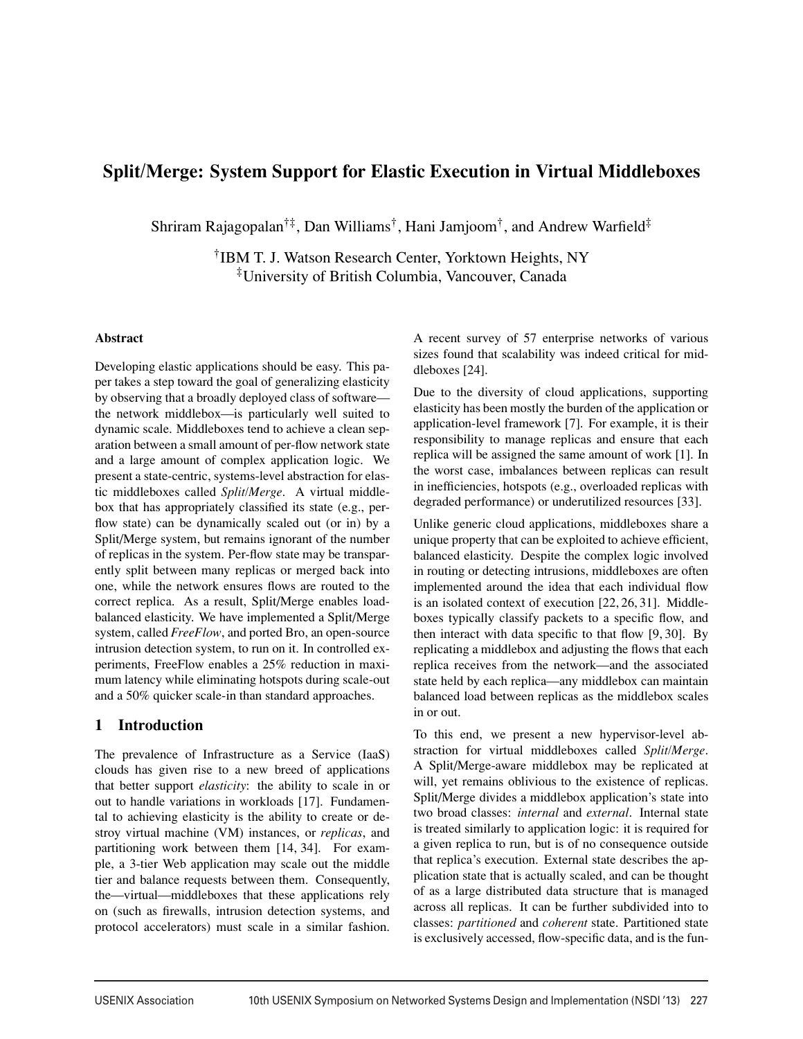# Split/Merge: System Support for Elastic Execution in Virtual Middleboxes

Shriram Rajagopalan[†‡], Dan Williams[†], Hani Jamjoom[†], and Andrew Warfield[‡]

[†]IBM T. J. Watson Research Center, Yorktown Heights, NY
[‡]University of British Columbia, Vancouver, Canada

### Abstract

Developing elastic applications should be easy. This paper takes a step toward the goal of generalizing elasticity by observing that a broadly deployed class of software—the network middlebox—is particularly well suited to dynamic scale. Middleboxes tend to achieve a clean separation between a small amount of per-flow network state and a large amount of complex application logic. We present a state-centric, systems-level abstraction for elastic middleboxes called *Split/Merge*. A virtual middlebox that has appropriately classified its state (e.g., per-flow state) can be dynamically scaled out (or in) by a Split/Merge system, but remains ignorant of the number of replicas in the system. Per-flow state may be transparently split between many replicas or merged back into one, while the network ensures flows are routed to the correct replica. As a result, Split/Merge enables load-balanced elasticity. We have implemented a Split/Merge system, called *FreeFlow*, and ported Bro, an open-source intrusion detection system, to run on it. In controlled experiments, FreeFlow enables a 25% reduction in maximum latency while eliminating hotspots during scale-out and a 50% quicker scale-in than standard approaches.

## 1 Introduction

The prevalence of Infrastructure as a Service (IaaS) clouds has given rise to a new breed of applications that better support *elasticity*: the ability to scale in or out to handle variations in workloads [17]. Fundamental to achieving elasticity is the ability to create or destroy virtual machine (VM) instances, or *replicas*, and partitioning work between them [14, 34]. For example, a 3-tier Web application may scale out the middle tier and balance requests between them. Consequently, the—virtual—middleboxes that these applications rely on (such as firewalls, intrusion detection systems, and protocol accelerators) must scale in a similar fashion. A recent survey of 57 enterprise networks of various sizes found that scalability was indeed critical for middleboxes [24].

Due to the diversity of cloud applications, supporting elasticity has been mostly the burden of the application or application-level framework [7]. For example, it is their responsibility to manage replicas and ensure that each replica will be assigned the same amount of work [1]. In the worst case, imbalances between replicas can result in inefficiencies, hotspots (e.g., overloaded replicas with degraded performance) or underutilized resources [33].

Unlike generic cloud applications, middleboxes share a unique property that can be exploited to achieve efficient, balanced elasticity. Despite the complex logic involved in routing or detecting intrusions, middleboxes are often implemented around the idea that each individual flow is an isolated context of execution [22, 26, 31]. Middleboxes typically classify packets to a specific flow, and then interact with data specific to that flow [9, 30]. By replicating a middlebox and adjusting the flows that each replica receives from the network—and the associated state held by each replica—any middlebox can maintain balanced load between replicas as the middlebox scales in or out.

To this end, we present a new hypervisor-level abstraction for virtual middleboxes called *Split/Merge*. A Split/Merge-aware middlebox may be replicated at will, yet remains oblivious to the existence of replicas. Split/Merge divides a middlebox application's state into two broad classes: *internal* and *external*. Internal state is treated similarly to application logic: it is required for a given replica to run, but is of no consequence outside that replica's execution. External state describes the application state that is actually scaled, and can be thought of as a large distributed data structure that is managed across all replicas. It can be further subdivided into to classes: *partitioned* and *coherent* state. Partitioned state is exclusively accessed, flow-specific data, and is the fun-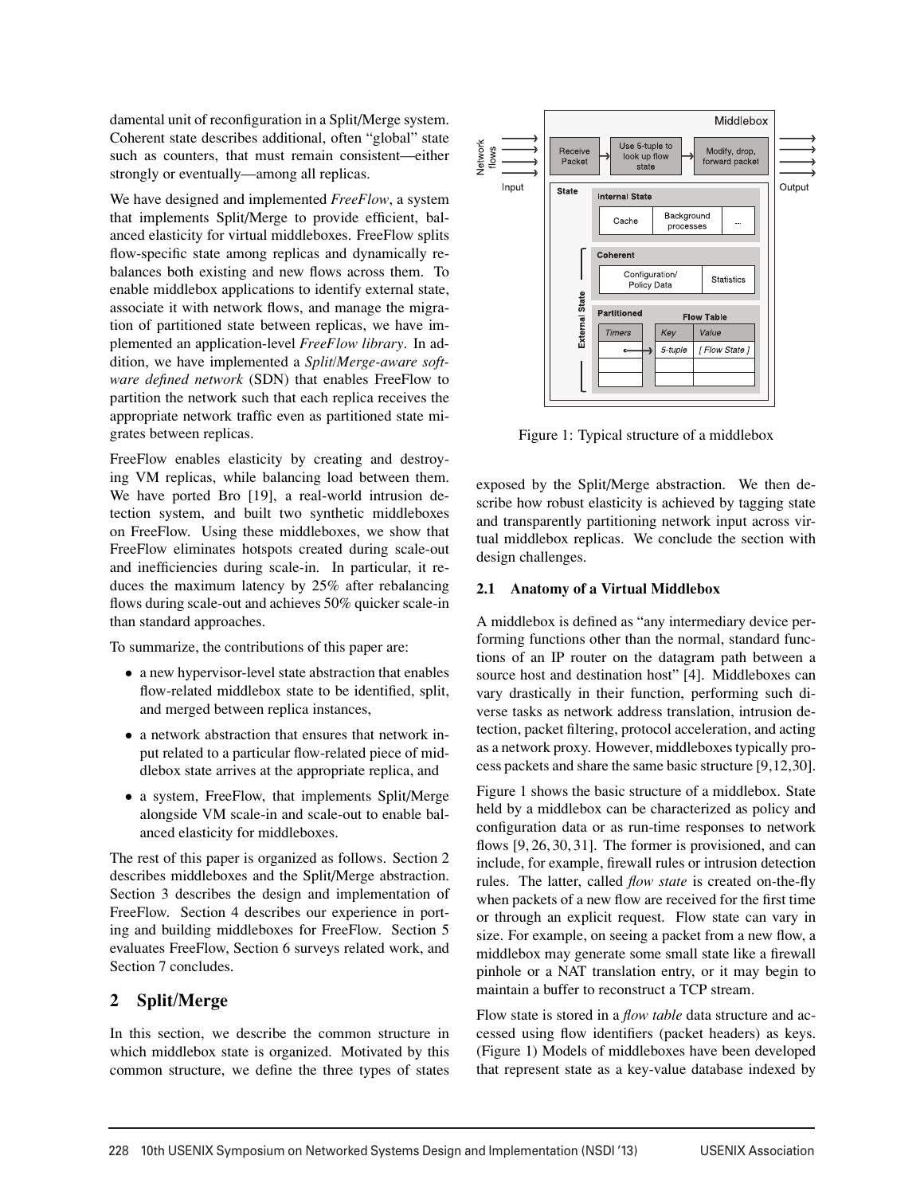damental unit of reconfiguration in a Split/Merge system. Coherent state describes additional, often "global" state such as counters, that must remain consistent—either strongly or eventually—among all replicas.

We have designed and implemented *FreeFlow*, a system that implements Split/Merge to provide efficient, balanced elasticity for virtual middleboxes. FreeFlow splits flow-specific state among replicas and dynamically rebalances both existing and new flows across them. To enable middlebox applications to identify external state, associate it with network flows, and manage the migration of partitioned state between replicas, we have implemented an application-level *FreeFlow library*. In addition, we have implemented a *Split/Merge-aware software defined network* (SDN) that enables FreeFlow to partition the network such that each replica receives the appropriate network traffic even as partitioned state migrates between replicas.

FreeFlow enables elasticity by creating and destroying VM replicas, while balancing load between them. We have ported Bro [19], a real-world intrusion detection system, and built two synthetic middleboxes on FreeFlow. Using these middleboxes, we show that FreeFlow eliminates hotspots created during scale-out and inefficiencies during scale-in. In particular, it reduces the maximum latency by 25% after rebalancing flows during scale-out and achieves 50% quicker scale-in than standard approaches.

To summarize, the contributions of this paper are:

- a new hypervisor-level state abstraction that enables flow-related middlebox state to be identified, split, and merged between replica instances,
- a network abstraction that ensures that network input related to a particular flow-related piece of middlebox state arrives at the appropriate replica, and
- a system, FreeFlow, that implements Split/Merge alongside VM scale-in and scale-out to enable balanced elasticity for middleboxes.

The rest of this paper is organized as follows. Section 2 describes middleboxes and the Split/Merge abstraction. Section 3 describes the design and implementation of FreeFlow. Section 4 describes our experience in porting and building middleboxes for FreeFlow. Section 5 evaluates FreeFlow, Section 6 surveys related work, and Section 7 concludes.

## 2 Split/Merge

In this section, we describe the common structure in which middlebox state is organized. Motivated by this common structure, we define the three types of states exposed by the Split/Merge abstraction. We then describe how robust elasticity is achieved by tagging state and transparently partitioning network input across virtual middlebox replicas. We conclude the section with design challenges.

Figure 1: Typical structure of a middlebox

### 2.1 Anatomy of a Virtual Middlebox

A middlebox is defined as "any intermediary device performing functions other than the normal, standard functions of an IP router on the datagram path between a source host and destination host" [4]. Middleboxes can vary drastically in their function, performing such diverse tasks as network address translation, intrusion detection, packet filtering, protocol acceleration, and acting as a network proxy. However, middleboxes typically process packets and share the same basic structure [9,12,30].

Figure 1 shows the basic structure of a middlebox. State held by a middlebox can be characterized as policy and configuration data or as run-time responses to network flows [9, 26, 30, 31]. The former is provisioned, and can include, for example, firewall rules or intrusion detection rules. The latter, called *flow state* is created on-the-fly when packets of a new flow are received for the first time or through an explicit request. Flow state can vary in size. For example, on seeing a packet from a new flow, a middlebox may generate some small state like a firewall pinhole or a NAT translation entry, or it may begin to maintain a buffer to reconstruct a TCP stream.

Flow state is stored in a *flow table* data structure and accessed using flow identifiers (packet headers) as keys. (Figure 1) Models of middleboxes have been developed that represent state as a key-value database indexed by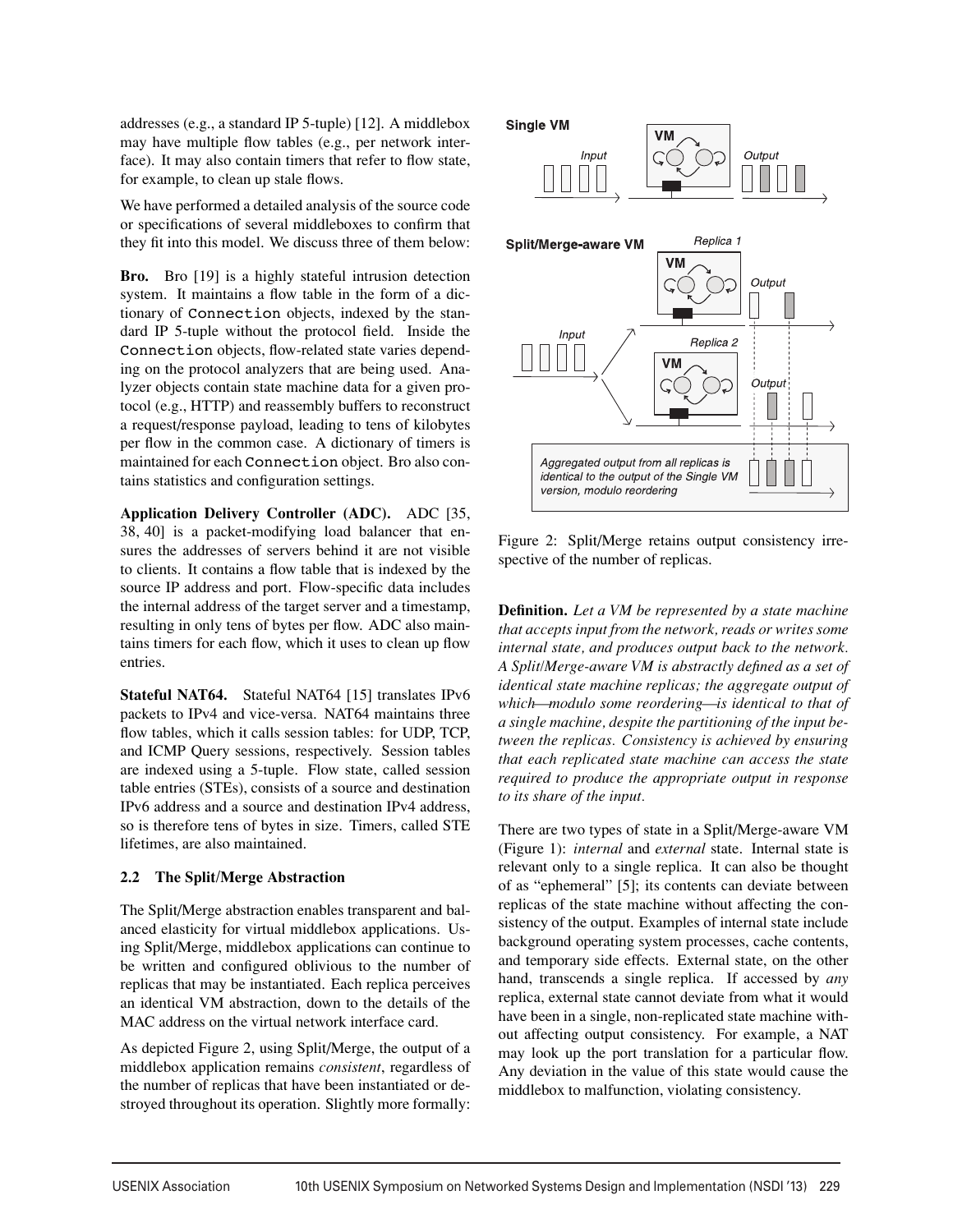addresses (e.g., a standard IP 5-tuple) [12]. A middlebox may have multiple flow tables (e.g., per network interface). It may also contain timers that refer to flow state, for example, to clean up stale flows.

We have performed a detailed analysis of the source code or specifications of several middleboxes to confirm that they fit into this model. We discuss three of them below:

**Bro.** Bro [19] is a highly stateful intrusion detection system. It maintains a flow table in the form of a dictionary of `Connection` objects, indexed by the standard IP 5-tuple without the protocol field. Inside the `Connection` objects, flow-related state varies depending on the protocol analyzers that are being used. Analyzer objects contain state machine data for a given protocol (e.g., HTTP) and reassembly buffers to reconstruct a request/response payload, leading to tens of kilobytes per flow in the common case. A dictionary of timers is maintained for each `Connection` object. Bro also contains statistics and configuration settings.

**Application Delivery Controller (ADC).** ADC [35, 38, 40] is a packet-modifying load balancer that ensures the addresses of servers behind it are not visible to clients. It contains a flow table that is indexed by the source IP address and port. Flow-specific data includes the internal address of the target server and a timestamp, resulting in only tens of bytes per flow. ADC also maintains timers for each flow, which it uses to clean up flow entries.

**Stateful NAT64.** Stateful NAT64 [15] translates IPv6 packets to IPv4 and vice-versa. NAT64 maintains three flow tables, which it calls session tables: for UDP, TCP, and ICMP Query sessions, respectively. Session tables are indexed using a 5-tuple. Flow state, called session table entries (STEs), consists of a source and destination IPv6 address and a source and destination IPv4 address, so is therefore tens of bytes in size. Timers, called STE lifetimes, are also maintained.

### 2.2 The Split/Merge Abstraction

The Split/Merge abstraction enables transparent and balanced elasticity for virtual middlebox applications. Using Split/Merge, middlebox applications can continue to be written and configured oblivious to the number of replicas that may be instantiated. Each replica perceives an identical VM abstraction, down to the details of the MAC address on the virtual network interface card.

As depicted Figure 2, using Split/Merge, the output of a middlebox application remains *consistent*, regardless of the number of replicas that have been instantiated or destroyed throughout its operation. Slightly more formally:

Figure 2: Split/Merge retains output consistency irrespective of the number of replicas.

**Definition.** *Let a VM be represented by a state machine that accepts input from the network, reads or writes some internal state, and produces output back to the network. A Split/Merge-aware VM is abstractly defined as a set of identical state machine replicas; the aggregate output of which—modulo some reordering—is identical to that of a single machine, despite the partitioning of the input between the replicas. Consistency is achieved by ensuring that each replicated state machine can access the state required to produce the appropriate output in response to its share of the input.*

There are two types of state in a Split/Merge-aware VM (Figure 1): *internal* and *external* state. Internal state is relevant only to a single replica. It can also be thought of as "ephemeral" [5]; its contents can deviate between replicas of the state machine without affecting the consistency of the output. Examples of internal state include background operating system processes, cache contents, and temporary side effects. External state, on the other hand, transcends a single replica. If accessed by *any* replica, external state cannot deviate from what it would have been in a single, non-replicated state machine without affecting output consistency. For example, a NAT may look up the port translation for a particular flow. Any deviation in the value of this state would cause the middlebox to malfunction, violating consistency.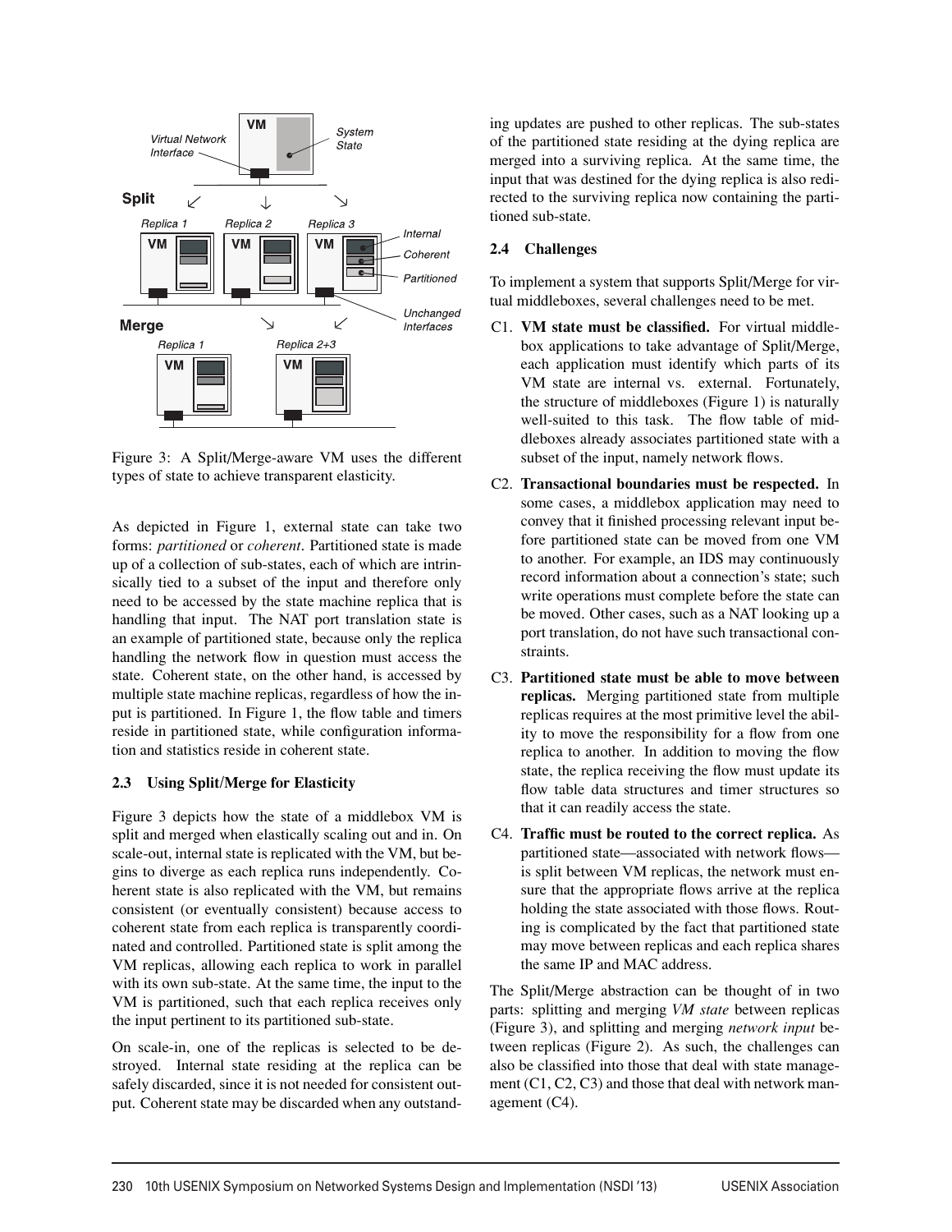Figure 3: A Split/Merge-aware VM uses the different types of state to achieve transparent elasticity.

As depicted in Figure 1, external state can take two forms: *partitioned* or *coherent*. Partitioned state is made up of a collection of sub-states, each of which are intrinsically tied to a subset of the input and therefore only need to be accessed by the state machine replica that is handling that input. The NAT port translation state is an example of partitioned state, because only the replica handling the network flow in question must access the state. Coherent state, on the other hand, is accessed by multiple state machine replicas, regardless of how the input is partitioned. In Figure 1, the flow table and timers reside in partitioned state, while configuration information and statistics reside in coherent state.

### 2.3 Using Split/Merge for Elasticity

Figure 3 depicts how the state of a middlebox VM is split and merged when elastically scaling out and in. On scale-out, internal state is replicated with the VM, but begins to diverge as each replica runs independently. Coherent state is also replicated with the VM, but remains consistent (or eventually consistent) because access to coherent state from each replica is transparently coordinated and controlled. Partitioned state is split among the VM replicas, allowing each replica to work in parallel with its own sub-state. At the same time, the input to the VM is partitioned, such that each replica receives only the input pertinent to its partitioned sub-state.

On scale-in, one of the replicas is selected to be destroyed. Internal state residing at the replica can be safely discarded, since it is not needed for consistent output. Coherent state may be discarded when any outstanding updates are pushed to other replicas. The sub-states of the partitioned state residing at the dying replica are merged into a surviving replica. At the same time, the input that was destined for the dying replica is also redirected to the surviving replica now containing the partitioned sub-state.

### 2.4 Challenges

To implement a system that supports Split/Merge for virtual middleboxes, several challenges need to be met.

C1. **VM state must be classified.** For virtual middlebox applications to take advantage of Split/Merge, each application must identify which parts of its VM state are internal vs. external. Fortunately, the structure of middleboxes (Figure 1) is naturally well-suited to this task. The flow table of middleboxes already associates partitioned state with a subset of the input, namely network flows.

C2. **Transactional boundaries must be respected.** In some cases, a middlebox application may need to convey that it finished processing relevant input before partitioned state can be moved from one VM to another. For example, an IDS may continuously record information about a connection's state; such write operations must complete before the state can be moved. Other cases, such as a NAT looking up a port translation, do not have such transactional constraints.

C3. **Partitioned state must be able to move between replicas.** Merging partitioned state from multiple replicas requires at the most primitive level the ability to move the responsibility for a flow from one replica to another. In addition to moving the flow state, the replica receiving the flow must update its flow table data structures and timer structures so that it can readily access the state.

C4. **Traffic must be routed to the correct replica.** As partitioned state—associated with network flows—is split between VM replicas, the network must ensure that the appropriate flows arrive at the replica holding the state associated with those flows. Routing is complicated by the fact that partitioned state may move between replicas and each replica shares the same IP and MAC address.

The Split/Merge abstraction can be thought of in two parts: splitting and merging *VM state* between replicas (Figure 3), and splitting and merging *network input* between replicas (Figure 2). As such, the challenges can also be classified into those that deal with state management (C1, C2, C3) and those that deal with network management (C4).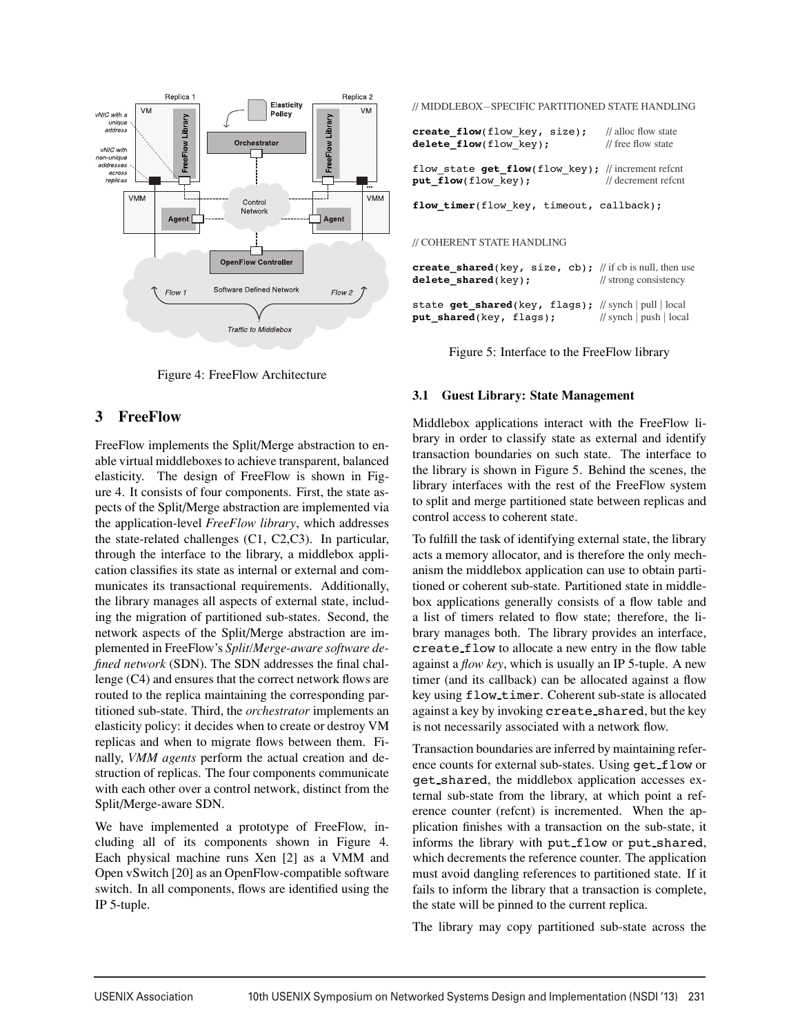Figure 4: FreeFlow Architecture

```
// MIDDLEBOX–SPECIFIC PARTITIONED STATE HANDLING

create_flow(flow_key, size);        // alloc flow state
delete_flow(flow_key);              // free flow state

flow_state get_flow(flow_key);      // increment refcnt
put_flow(flow_key);                 // decrement refcnt

flow_timer(flow_key, timeout, callback);


// COHERENT STATE HANDLING

create_shared(key, size, cb);  // if cb is null, then use
delete_shared(key);            // strong consistency

state get_shared(key, flags);  // synch | pull | local
put_shared(key, flags);        // synch | push | local
```

Figure 5: Interface to the FreeFlow library

## 3 FreeFlow

FreeFlow implements the Split/Merge abstraction to enable virtual middleboxes to achieve transparent, balanced elasticity. The design of FreeFlow is shown in Figure 4. It consists of four components. First, the state aspects of the Split/Merge abstraction are implemented via the application-level *FreeFlow library*, which addresses the state-related challenges (C1, C2,C3). In particular, through the interface to the library, a middlebox application classifies its state as internal or external and communicates its transactional requirements. Additionally, the library manages all aspects of external state, including the migration of partitioned sub-states. Second, the network aspects of the Split/Merge abstraction are implemented in FreeFlow's *Split/Merge-aware software defined network* (SDN). The SDN addresses the final challenge (C4) and ensures that the correct network flows are routed to the replica maintaining the corresponding partitioned sub-state. Third, the *orchestrator* implements an elasticity policy: it decides when to create or destroy VM replicas and when to migrate flows between them. Finally, *VMM agents* perform the actual creation and destruction of replicas. The four components communicate with each other over a control network, distinct from the Split/Merge-aware SDN.

We have implemented a prototype of FreeFlow, including all of its components shown in Figure 4. Each physical machine runs Xen [2] as a VMM and Open vSwitch [20] as an OpenFlow-compatible software switch. In all components, flows are identified using the IP 5-tuple.

### 3.1 Guest Library: State Management

Middlebox applications interact with the FreeFlow library in order to classify state as external and identify transaction boundaries on such state. The interface to the library is shown in Figure 5. Behind the scenes, the library interfaces with the rest of the FreeFlow system to split and merge partitioned state between replicas and control access to coherent state.

To fulfill the task of identifying external state, the library acts a memory allocator, and is therefore the only mechanism the middlebox application can use to obtain partitioned or coherent sub-state. Partitioned state in middlebox applications generally consists of a flow table and a list of timers related to flow state; therefore, the library manages both. The library provides an interface, `create_flow` to allocate a new entry in the flow table against a *flow key*, which is usually an IP 5-tuple. A new timer (and its callback) can be allocated against a flow key using `flow_timer`. Coherent sub-state is allocated against a key by invoking `create_shared`, but the key is not necessarily associated with a network flow.

Transaction boundaries are inferred by maintaining reference counts for external sub-states. Using `get_flow` or `get_shared`, the middlebox application accesses external sub-state from the library, at which point a reference counter (refcnt) is incremented. When the application finishes with a transaction on the sub-state, it informs the library with `put_flow` or `put_shared`, which decrements the reference counter. The application must avoid dangling references to partitioned state. If it fails to inform the library that a transaction is complete, the state will be pinned to the current replica.

The library may copy partitioned sub-state across the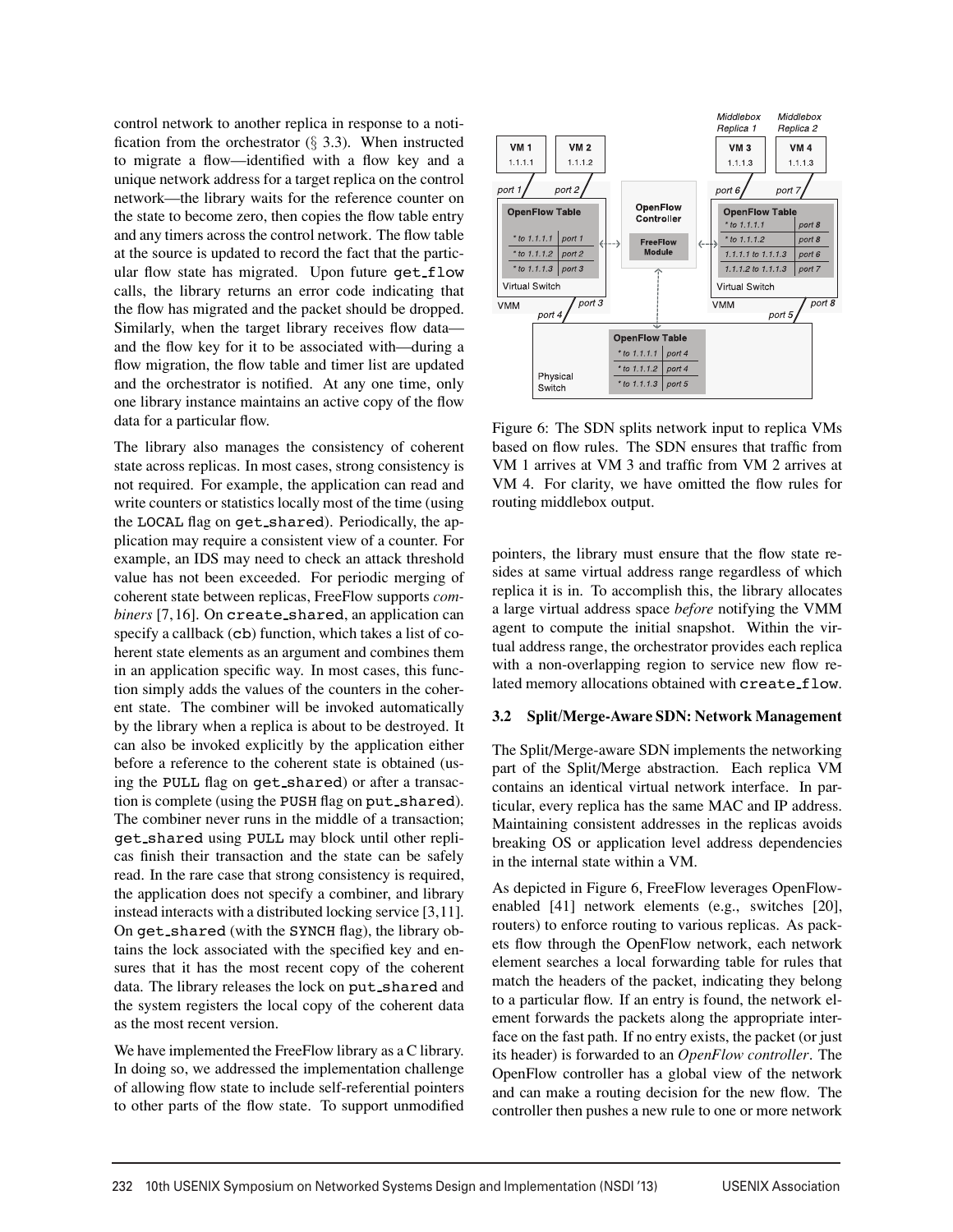control network to another replica in response to a notification from the orchestrator (§ 3.3). When instructed to migrate a flow—identified with a flow key and a unique network address for a target replica on the control network—the library waits for the reference counter on the state to become zero, then copies the flow table entry and any timers across the control network. The flow table at the source is updated to record the fact that the particular flow state has migrated. Upon future `get_flow` calls, the library returns an error code indicating that the flow has migrated and the packet should be dropped. Similarly, when the target library receives flow data—and the flow key for it to be associated with—during a flow migration, the flow table and timer list are updated and the orchestrator is notified. At any one time, only one library instance maintains an active copy of the flow data for a particular flow.

The library also manages the consistency of coherent state across replicas. In most cases, strong consistency is not required. For example, the application can read and write counters or statistics locally most of the time (using the `LOCAL` flag on `get_shared`). Periodically, the application may require a consistent view of a counter. For example, an IDS may need to check an attack threshold value has not been exceeded. For periodic merging of coherent state between replicas, FreeFlow supports *combiners* [7, 16]. On `create_shared`, an application can specify a callback (`cb`) function, which takes a list of coherent state elements as an argument and combines them in an application specific way. In most cases, this function simply adds the values of the counters in the coherent state. The combiner will be invoked automatically by the library when a replica is about to be destroyed. It can also be invoked explicitly by the application either before a reference to the coherent state is obtained (using the `PULL` flag on `get_shared`) or after a transaction is complete (using the `PUSH` flag on `put_shared`). The combiner never runs in the middle of a transaction; `get_shared` using `PULL` may block until other replicas finish their transaction and the state can be safely read. In the rare case that strong consistency is required, the application does not specify a combiner, and library instead interacts with a distributed locking service [3, 11]. On `get_shared` (with the `SYNCH` flag), the library obtains the lock associated with the specified key and ensures that it has the most recent copy of the coherent data. The library releases the lock on `put_shared` and the system registers the local copy of the coherent data as the most recent version.

We have implemented the FreeFlow library as a C library. In doing so, we addressed the implementation challenge of allowing flow state to include self-referential pointers to other parts of the flow state. To support unmodified pointers, the library must ensure that the flow state resides at same virtual address range regardless of which replica it is in. To accomplish this, the library allocates a large virtual address space *before* notifying the VMM agent to compute the initial snapshot. Within the virtual address range, the orchestrator provides each replica with a non-overlapping region to service new flow related memory allocations obtained with `create_flow`.

Figure 6: The SDN splits network input to replica VMs based on flow rules. The SDN ensures that traffic from VM 1 arrives at VM 3 and traffic from VM 2 arrives at VM 4. For clarity, we have omitted the flow rules for routing middlebox output.

### 3.2 Split/Merge-Aware SDN: Network Management

The Split/Merge-aware SDN implements the networking part of the Split/Merge abstraction. Each replica VM contains an identical virtual network interface. In particular, every replica has the same MAC and IP address. Maintaining consistent addresses in the replicas avoids breaking OS or application level address dependencies in the internal state within a VM.

As depicted in Figure 6, FreeFlow leverages OpenFlow-enabled [41] network elements (e.g., switches [20], routers) to enforce routing to various replicas. As packets flow through the OpenFlow network, each network element searches a local forwarding table for rules that match the headers of the packet, indicating they belong to a particular flow. If an entry is found, the network element forwards the packets along the appropriate interface on the fast path. If no entry exists, the packet (or just its header) is forwarded to an *OpenFlow controller*. The OpenFlow controller has a global view of the network and can make a routing decision for the new flow. The controller then pushes a new rule to one or more network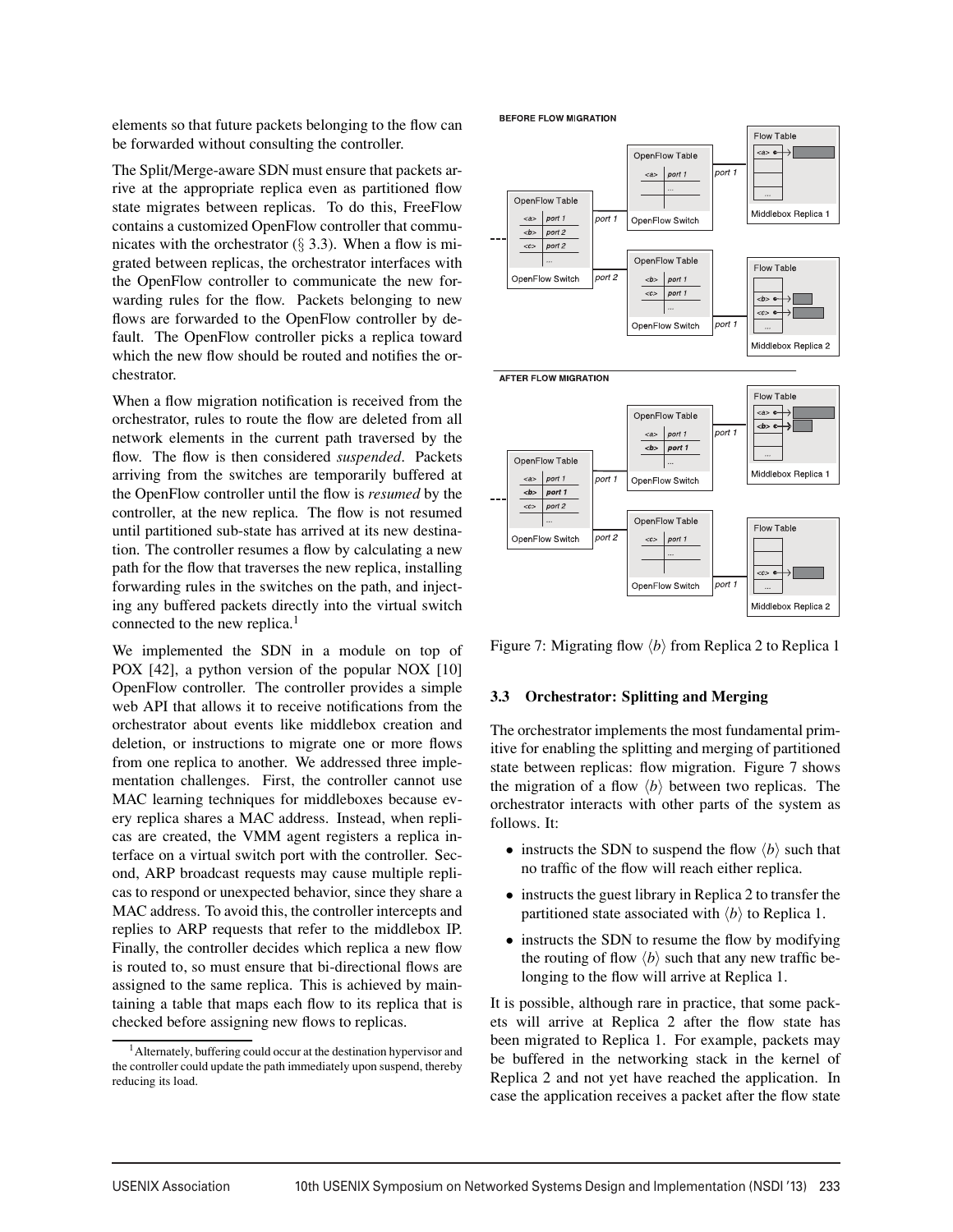elements so that future packets belonging to the flow can be forwarded without consulting the controller.

The Split/Merge-aware SDN must ensure that packets arrive at the appropriate replica even as partitioned flow state migrates between replicas. To do this, FreeFlow contains a customized OpenFlow controller that communicates with the orchestrator (§ 3.3). When a flow is migrated between replicas, the orchestrator interfaces with the OpenFlow controller to communicate the new forwarding rules for the flow. Packets belonging to new flows are forwarded to the OpenFlow controller by default. The OpenFlow controller picks a replica toward which the new flow should be routed and notifies the orchestrator.

When a flow migration notification is received from the orchestrator, rules to route the flow are deleted from all network elements in the current path traversed by the flow. The flow is then considered *suspended*. Packets arriving from the switches are temporarily buffered at the OpenFlow controller until the flow is *resumed* by the controller, at the new replica. The flow is not resumed until partitioned sub-state has arrived at its new destination. The controller resumes a flow by calculating a new path for the flow that traverses the new replica, installing forwarding rules in the switches on the path, and injecting any buffered packets directly into the virtual switch connected to the new replica.[1]

We implemented the SDN in a module on top of POX [42], a python version of the popular NOX [10] OpenFlow controller. The controller provides a simple web API that allows it to receive notifications from the orchestrator about events like middlebox creation and deletion, or instructions to migrate one or more flows from one replica to another. We addressed three implementation challenges. First, the controller cannot use MAC learning techniques for middleboxes because every replica shares a MAC address. Instead, when replicas are created, the VMM agent registers a replica interface on a virtual switch port with the controller. Second, ARP broadcast requests may cause multiple replicas to respond or unexpected behavior, since they share a MAC address. To avoid this, the controller intercepts and replies to ARP requests that refer to the middlebox IP. Finally, the controller decides which replica a new flow is routed to, so must ensure that bi-directional flows are assigned to the same replica. This is achieved by maintaining a table that maps each flow to its replica that is checked before assigning new flows to replicas.

[1] Alternately, buffering could occur at the destination hypervisor and the controller could update the path immediately upon suspend, thereby reducing its load.

Figure 7: Migrating flow $\langle b \rangle$ from Replica 2 to Replica 1

### 3.3 Orchestrator: Splitting and Merging

The orchestrator implements the most fundamental primitive for enabling the splitting and merging of partitioned state between replicas: flow migration. Figure 7 shows the migration of a flow $\langle b \rangle$ between two replicas. The orchestrator interacts with other parts of the system as follows. It:

- instructs the SDN to suspend the flow $\langle b \rangle$ such that no traffic of the flow will reach either replica.
- instructs the guest library in Replica 2 to transfer the partitioned state associated with $\langle b \rangle$ to Replica 1.
- instructs the SDN to resume the flow by modifying the routing of flow $\langle b \rangle$ such that any new traffic belonging to the flow will arrive at Replica 1.

It is possible, although rare in practice, that some packets will arrive at Replica 2 after the flow state has been migrated to Replica 1. For example, packets may be buffered in the networking stack in the kernel of Replica 2 and not yet have reached the application. In case the application receives a packet after the flow state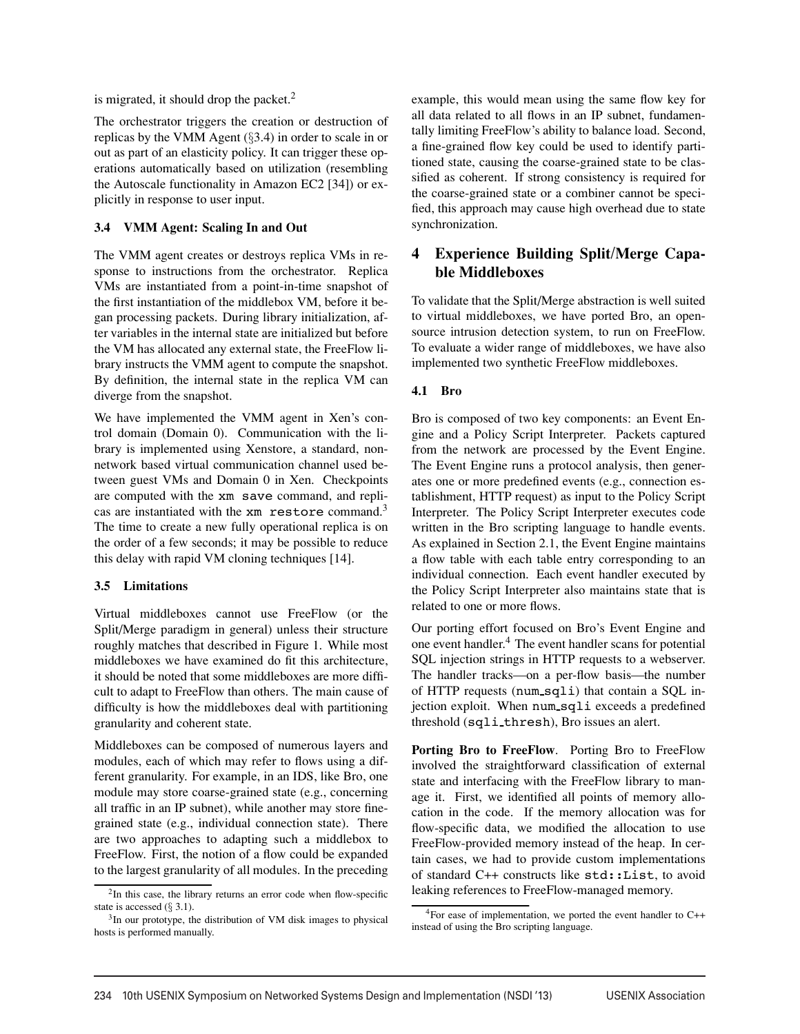is migrated, it should drop the packet.[2]

The orchestrator triggers the creation or destruction of replicas by the VMM Agent (§3.4) in order to scale in or out as part of an elasticity policy. It can trigger these operations automatically based on utilization (resembling the Autoscale functionality in Amazon EC2 [34]) or explicitly in response to user input.

### 3.4 VMM Agent: Scaling In and Out

The VMM agent creates or destroys replica VMs in response to instructions from the orchestrator. Replica VMs are instantiated from a point-in-time snapshot of the first instantiation of the middlebox VM, before it began processing packets. During library initialization, after variables in the internal state are initialized but before the VM has allocated any external state, the FreeFlow library instructs the VMM agent to compute the snapshot. By definition, the internal state in the replica VM can diverge from the snapshot.

We have implemented the VMM agent in Xen's control domain (Domain 0). Communication with the library is implemented using Xenstore, a standard, non-network based virtual communication channel used between guest VMs and Domain 0 in Xen. Checkpoints are computed with the `xm save` command, and replicas are instantiated with the `xm restore` command.[3] The time to create a new fully operational replica is on the order of a few seconds; it may be possible to reduce this delay with rapid VM cloning techniques [14].

### 3.5 Limitations

Virtual middleboxes cannot use FreeFlow (or the Split/Merge paradigm in general) unless their structure roughly matches that described in Figure 1. While most middleboxes we have examined do fit this architecture, it should be noted that some middleboxes are more difficult to adapt to FreeFlow than others. The main cause of difficulty is how the middleboxes deal with partitioning granularity and coherent state.

Middleboxes can be composed of numerous layers and modules, each of which may refer to flows using a different granularity. For example, in an IDS, like Bro, one module may store coarse-grained state (e.g., concerning all traffic in an IP subnet), while another may store fine-grained state (e.g., individual connection state). There are two approaches to adapting such a middlebox to FreeFlow. First, the notion of a flow could be expanded to the largest granularity of all modules. In the preceding example, this would mean using the same flow key for all data related to all flows in an IP subnet, fundamentally limiting FreeFlow's ability to balance load. Second, a fine-grained flow key could be used to identify partitioned state, causing the coarse-grained state to be classified as coherent. If strong consistency is required for the coarse-grained state or a combiner cannot be specified, this approach may cause high overhead due to state synchronization.

[2] In this case, the library returns an error code when flow-specific state is accessed (§ 3.1).

[3] In our prototype, the distribution of VM disk images to physical hosts is performed manually.

## 4 Experience Building Split/Merge Capable Middleboxes

To validate that the Split/Merge abstraction is well suited to virtual middleboxes, we have ported Bro, an open-source intrusion detection system, to run on FreeFlow. To evaluate a wider range of middleboxes, we have also implemented two synthetic FreeFlow middleboxes.

### 4.1 Bro

Bro is composed of two key components: an Event Engine and a Policy Script Interpreter. Packets captured from the network are processed by the Event Engine. The Event Engine runs a protocol analysis, then generates one or more predefined events (e.g., connection establishment, HTTP request) as input to the Policy Script Interpreter. The Policy Script Interpreter executes code written in the Bro scripting language to handle events. As explained in Section 2.1, the Event Engine maintains a flow table with each table entry corresponding to an individual connection. Each event handler executed by the Policy Script Interpreter also maintains state that is related to one or more flows.

Our porting effort focused on Bro's Event Engine and one event handler.[4] The event handler scans for potential SQL injection strings in HTTP requests to a webserver. The handler tracks—on a per-flow basis—the number of HTTP requests (`num_sqli`) that contain a SQL injection exploit. When `num_sqli` exceeds a predefined threshold (`sqli_thresh`), Bro issues an alert.

**Porting Bro to FreeFlow.** Porting Bro to FreeFlow involved the straightforward classification of external state and interfacing with the FreeFlow library to manage it. First, we identified all points of memory allocation in the code. If the memory allocation was for flow-specific data, we modified the allocation to use FreeFlow-provided memory instead of the heap. In certain cases, we had to provide custom implementations of standard C++ constructs like `std::List`, to avoid leaking references to FreeFlow-managed memory.

[4] For ease of implementation, we ported the event handler to C++ instead of using the Bro scripting language.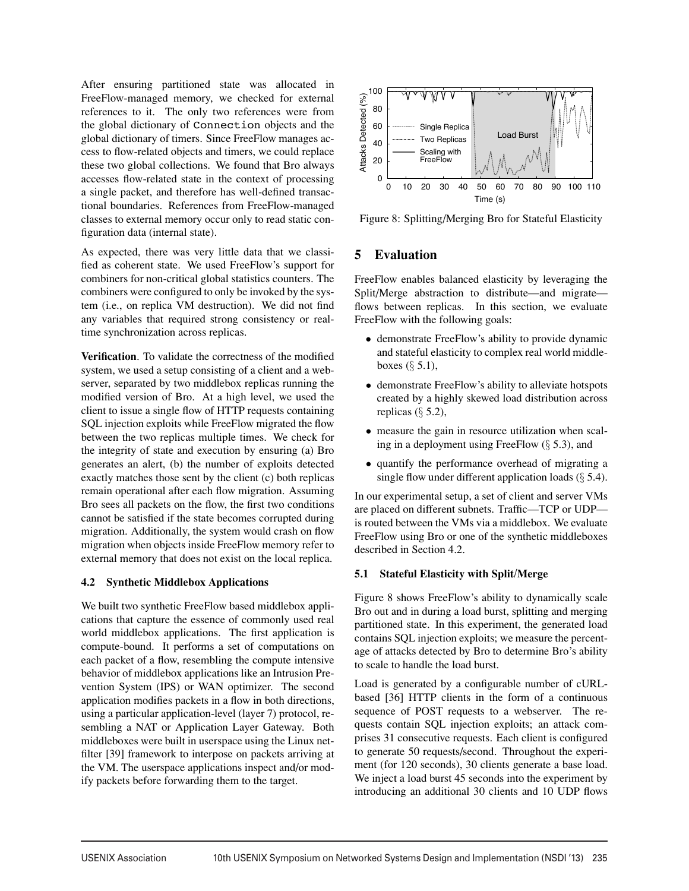After ensuring partitioned state was allocated in FreeFlow-managed memory, we checked for external references to it. The only two references were from the global dictionary of `Connection` objects and the global dictionary of timers. Since FreeFlow manages access to flow-related objects and timers, we could replace these two global collections. We found that Bro always accesses flow-related state in the context of processing a single packet, and therefore has well-defined transactional boundaries. References from FreeFlow-managed classes to external memory occur only to read static configuration data (internal state).

As expected, there was very little data that we classified as coherent state. We used FreeFlow's support for combiners for non-critical global statistics counters. The combiners were configured to only be invoked by the system (i.e., on replica VM destruction). We did not find any variables that required strong consistency or real-time synchronization across replicas.

**Verification**. To validate the correctness of the modified system, we used a setup consisting of a client and a webserver, separated by two middlebox replicas running the modified version of Bro. At a high level, we used the client to issue a single flow of HTTP requests containing SQL injection exploits while FreeFlow migrated the flow between the two replicas multiple times. We check for the integrity of state and execution by ensuring (a) Bro generates an alert, (b) the number of exploits detected exactly matches those sent by the client (c) both replicas remain operational after each flow migration. Assuming Bro sees all packets on the flow, the first two conditions cannot be satisfied if the state becomes corrupted during migration. Additionally, the system would crash on flow migration when objects inside FreeFlow memory refer to external memory that does not exist on the local replica.

### 4.2 Synthetic Middlebox Applications

We built two synthetic FreeFlow based middlebox applications that capture the essence of commonly used real world middlebox applications. The first application is compute-bound. It performs a set of computations on each packet of a flow, resembling the compute intensive behavior of middlebox applications like an Intrusion Prevention System (IPS) or WAN optimizer. The second application modifies packets in a flow in both directions, using a particular application-level (layer 7) protocol, resembling a NAT or Application Layer Gateway. Both middleboxes were built in userspace using the Linux netfilter [39] framework to interpose on packets arriving at the VM. The userspace applications inspect and/or modify packets before forwarding them to the target.

Figure 8: Splitting/Merging Bro for Stateful Elasticity

## 5 Evaluation

FreeFlow enables balanced elasticity by leveraging the Split/Merge abstraction to distribute—and migrate—flows between replicas. In this section, we evaluate FreeFlow with the following goals:

- demonstrate FreeFlow's ability to provide dynamic and stateful elasticity to complex real world middleboxes (§ 5.1),
- demonstrate FreeFlow's ability to alleviate hotspots created by a highly skewed load distribution across replicas (§ 5.2),
- measure the gain in resource utilization when scaling in a deployment using FreeFlow (§ 5.3), and
- quantify the performance overhead of migrating a single flow under different application loads (§ 5.4).

In our experimental setup, a set of client and server VMs are placed on different subnets. Traffic—TCP or UDP—is routed between the VMs via a middlebox. We evaluate FreeFlow using Bro or one of the synthetic middleboxes described in Section 4.2.

### 5.1 Stateful Elasticity with Split/Merge

Figure 8 shows FreeFlow's ability to dynamically scale Bro out and in during a load burst, splitting and merging partitioned state. In this experiment, the generated load contains SQL injection exploits; we measure the percentage of attacks detected by Bro to determine Bro's ability to scale to handle the load burst.

Load is generated by a configurable number of cURL-based [36] HTTP clients in the form of a continuous sequence of POST requests to a webserver. The requests contain SQL injection exploits; an attack comprises 31 consecutive requests. Each client is configured to generate 50 requests/second. Throughout the experiment (for 120 seconds), 30 clients generate a base load. We inject a load burst 45 seconds into the experiment by introducing an additional 30 clients and 10 UDP flows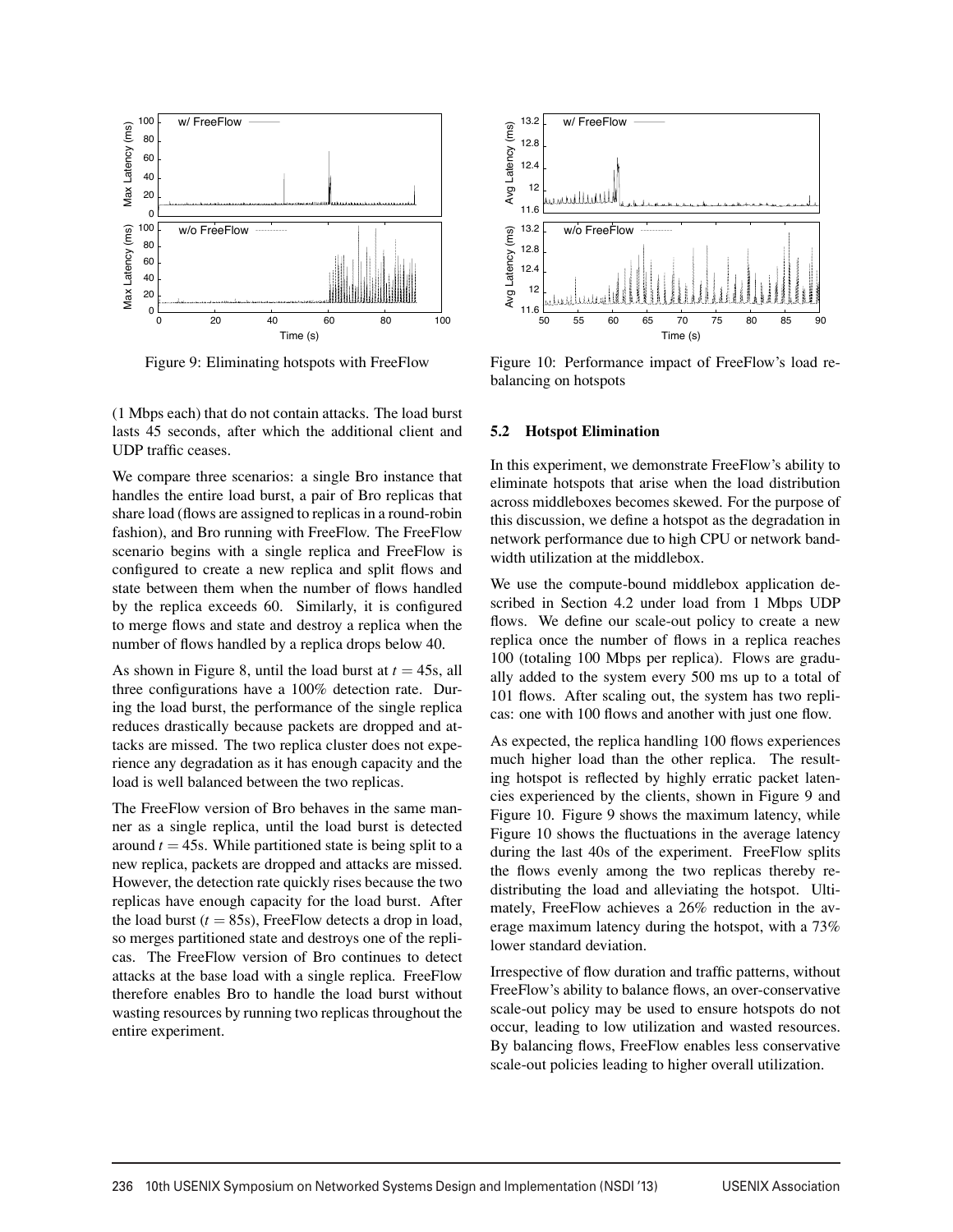Figure 9: Eliminating hotspots with FreeFlow

Figure 10: Performance impact of FreeFlow's load rebalancing on hotspots

(1 Mbps each) that do not contain attacks. The load burst lasts 45 seconds, after which the additional client and UDP traffic ceases.

We compare three scenarios: a single Bro instance that handles the entire load burst, a pair of Bro replicas that share load (flows are assigned to replicas in a round-robin fashion), and Bro running with FreeFlow. The FreeFlow scenario begins with a single replica and FreeFlow is configured to create a new replica and split flows and state between them when the number of flows handled by the replica exceeds 60. Similarly, it is configured to merge flows and state and destroy a replica when the number of flows handled by a replica drops below 40.

As shown in Figure 8, until the load burst at $t = 45$s, all three configurations have a 100% detection rate. During the load burst, the performance of the single replica reduces drastically because packets are dropped and attacks are missed. The two replica cluster does not experience any degradation as it has enough capacity and the load is well balanced between the two replicas.

The FreeFlow version of Bro behaves in the same manner as a single replica, until the load burst is detected around $t = 45$s. While partitioned state is being split to a new replica, packets are dropped and attacks are missed. However, the detection rate quickly rises because the two replicas have enough capacity for the load burst. After the load burst ($t = 85$s), FreeFlow detects a drop in load, so merges partitioned state and destroys one of the replicas. The FreeFlow version of Bro continues to detect attacks at the base load with a single replica. FreeFlow therefore enables Bro to handle the load burst without wasting resources by running two replicas throughout the entire experiment.

## 5.2 Hotspot Elimination

In this experiment, we demonstrate FreeFlow's ability to eliminate hotspots that arise when the load distribution across middleboxes becomes skewed. For the purpose of this discussion, we define a hotspot as the degradation in network performance due to high CPU or network bandwidth utilization at the middlebox.

We use the compute-bound middlebox application described in Section 4.2 under load from 1 Mbps UDP flows. We define our scale-out policy to create a new replica once the number of flows in a replica reaches 100 (totaling 100 Mbps per replica). Flows are gradually added to the system every 500 ms up to a total of 101 flows. After scaling out, the system has two replicas: one with 100 flows and another with just one flow.

As expected, the replica handling 100 flows experiences much higher load than the other replica. The resulting hotspot is reflected by highly erratic packet latencies experienced by the clients, shown in Figure 9 and Figure 10. Figure 9 shows the maximum latency, while Figure 10 shows the fluctuations in the average latency during the last 40s of the experiment. FreeFlow splits the flows evenly among the two replicas thereby redistributing the load and alleviating the hotspot. Ultimately, FreeFlow achieves a 26% reduction in the average maximum latency during the hotspot, with a 73% lower standard deviation.

Irrespective of flow duration and traffic patterns, without FreeFlow's ability to balance flows, an over-conservative scale-out policy may be used to ensure hotspots do not occur, leading to low utilization and wasted resources. By balancing flows, FreeFlow enables less conservative scale-out policies leading to higher overall utilization.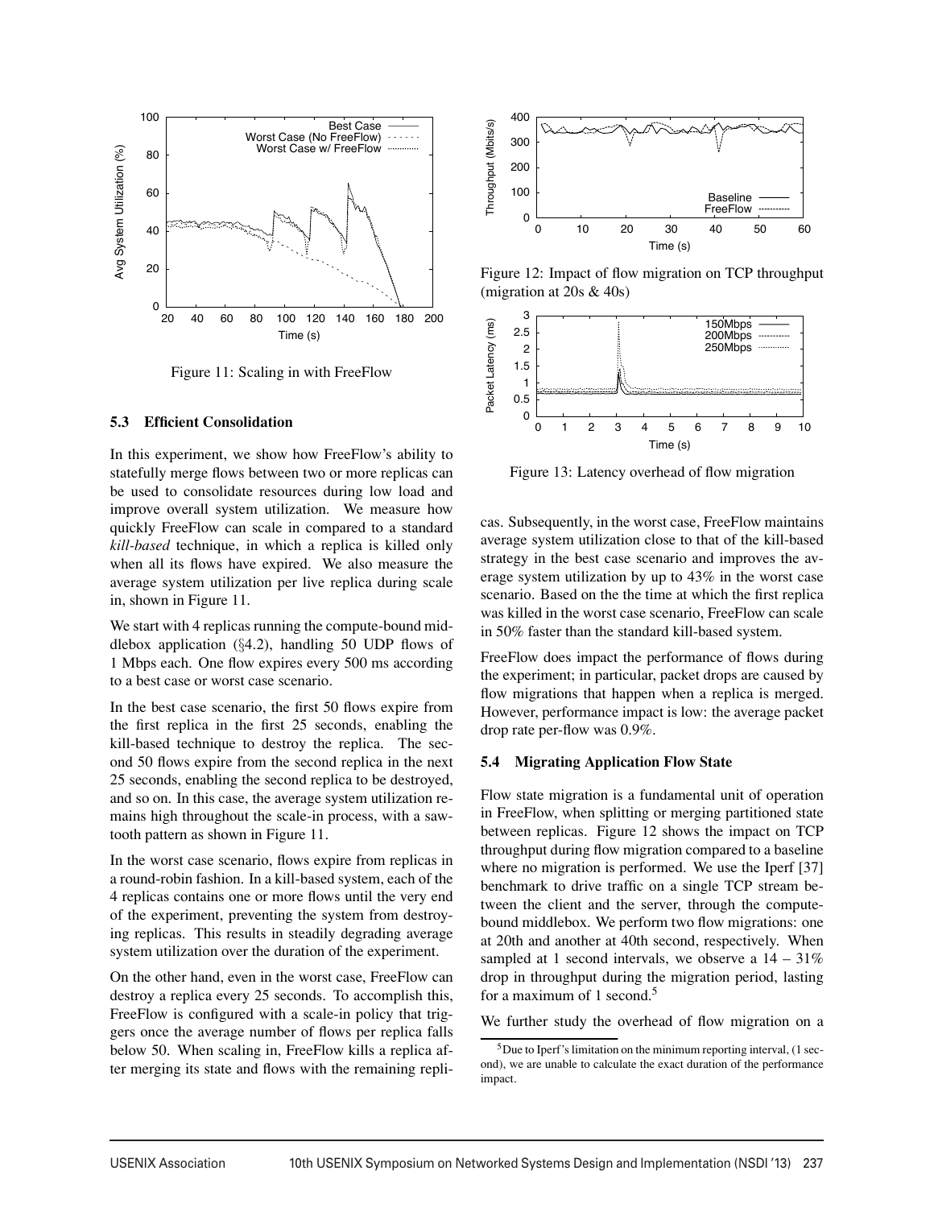Figure 11: Scaling in with FreeFlow

### 5.3 Efficient Consolidation

In this experiment, we show how FreeFlow's ability to statefully merge flows between two or more replicas can be used to consolidate resources during low load and improve overall system utilization. We measure how quickly FreeFlow can scale in compared to a standard *kill-based* technique, in which a replica is killed only when all its flows have expired. We also measure the average system utilization per live replica during scale in, shown in Figure 11.

We start with 4 replicas running the compute-bound middlebox application (§4.2), handling 50 UDP flows of 1 Mbps each. One flow expires every 500 ms according to a best case or worst case scenario.

In the best case scenario, the first 50 flows expire from the first replica in the first 25 seconds, enabling the kill-based technique to destroy the replica. The second 50 flows expire from the second replica in the next 25 seconds, enabling the second replica to be destroyed, and so on. In this case, the average system utilization remains high throughout the scale-in process, with a sawtooth pattern as shown in Figure 11.

In the worst case scenario, flows expire from replicas in a round-robin fashion. In a kill-based system, each of the 4 replicas contains one or more flows until the very end of the experiment, preventing the system from destroying replicas. This results in steadily degrading average system utilization over the duration of the experiment.

On the other hand, even in the worst case, FreeFlow can destroy a replica every 25 seconds. To accomplish this, FreeFlow is configured with a scale-in policy that triggers once the average number of flows per replica falls below 50. When scaling in, FreeFlow kills a replica after merging its state and flows with the remaining replicas. Subsequently, in the worst case, FreeFlow maintains average system utilization close to that of the kill-based strategy in the best case scenario and improves the average system utilization by up to 43% in the worst case scenario. Based on the the time at which the first replica was killed in the worst case scenario, FreeFlow can scale in 50% faster than the standard kill-based system.

FreeFlow does impact the performance of flows during the experiment; in particular, packet drops are caused by flow migrations that happen when a replica is merged. However, performance impact is low: the average packet drop rate per-flow was 0.9%.

Figure 12: Impact of flow migration on TCP throughput (migration at 20s & 40s)

Figure 13: Latency overhead of flow migration

### 5.4 Migrating Application Flow State

Flow state migration is a fundamental unit of operation in FreeFlow, when splitting or merging partitioned state between replicas. Figure 12 shows the impact on TCP throughput during flow migration compared to a baseline where no migration is performed. We use the Iperf [37] benchmark to drive traffic on a single TCP stream between the client and the server, through the compute-bound middlebox. We perform two flow migrations: one at 20th and another at 40th second, respectively. When sampled at 1 second intervals, we observe a 14 – 31% drop in throughput during the migration period, lasting for a maximum of 1 second.[5]

We further study the overhead of flow migration on a

[5] Due to Iperf's limitation on the minimum reporting interval, (1 second), we are unable to calculate the exact duration of the performance impact.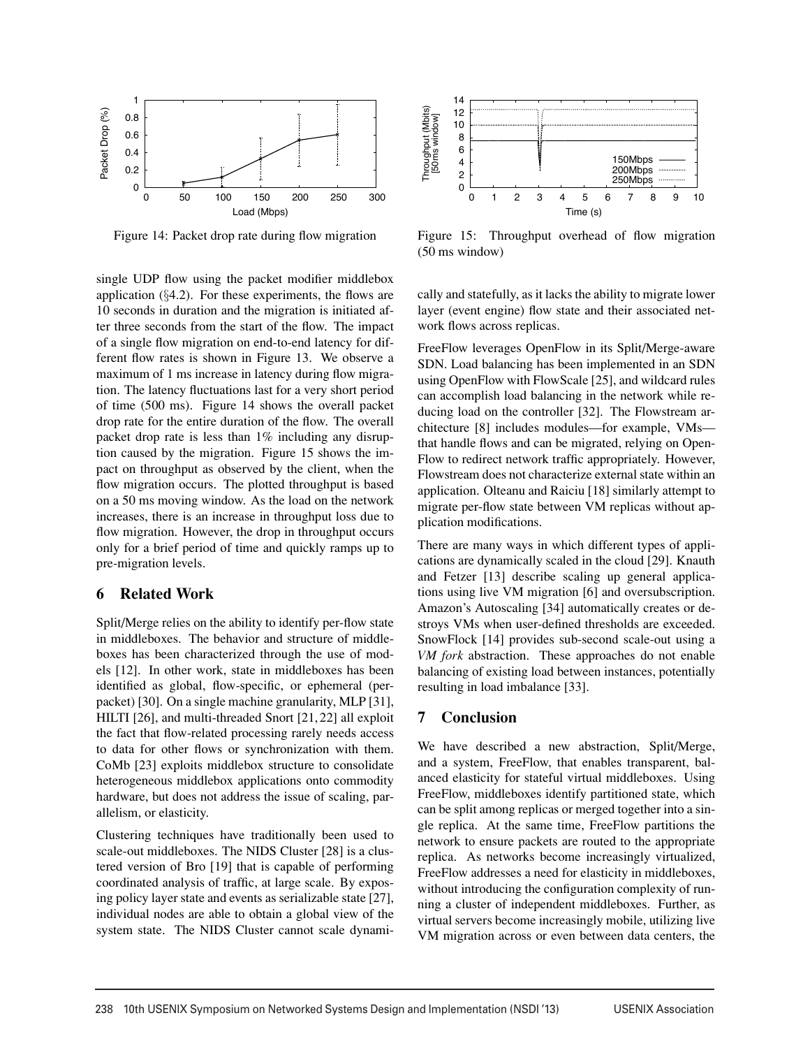Figure 14: Packet drop rate during flow migration

Figure 15: Throughput overhead of flow migration (50 ms window)

single UDP flow using the packet modifier middlebox application (§4.2). For these experiments, the flows are 10 seconds in duration and the migration is initiated after three seconds from the start of the flow. The impact of a single flow migration on end-to-end latency for different flow rates is shown in Figure 13. We observe a maximum of 1 ms increase in latency during flow migration. The latency fluctuations last for a very short period of time (500 ms). Figure 14 shows the overall packet drop rate for the entire duration of the flow. The overall packet drop rate is less than 1% including any disruption caused by the migration. Figure 15 shows the impact on throughput as observed by the client, when the flow migration occurs. The plotted throughput is based on a 50 ms moving window. As the load on the network increases, there is an increase in throughput loss due to flow migration. However, the drop in throughput occurs only for a brief period of time and quickly ramps up to pre-migration levels.

## 6 Related Work

Split/Merge relies on the ability to identify per-flow state in middleboxes. The behavior and structure of middleboxes has been characterized through the use of models [12]. In other work, state in middleboxes has been identified as global, flow-specific, or ephemeral (per-packet) [30]. On a single machine granularity, MLP [31], HILTI [26], and multi-threaded Snort [21, 22] all exploit the fact that flow-related processing rarely needs access to data for other flows or synchronization with them. CoMb [23] exploits middlebox structure to consolidate heterogeneous middlebox applications onto commodity hardware, but does not address the issue of scaling, parallelism, or elasticity.

Clustering techniques have traditionally been used to scale-out middleboxes. The NIDS Cluster [28] is a clustered version of Bro [19] that is capable of performing coordinated analysis of traffic, at large scale. By exposing policy layer state and events as serializable state [27], individual nodes are able to obtain a global view of the system state. The NIDS Cluster cannot scale dynamically and statefully, as it lacks the ability to migrate lower layer (event engine) flow state and their associated network flows across replicas.

FreeFlow leverages OpenFlow in its Split/Merge-aware SDN. Load balancing has been implemented in an SDN using OpenFlow with FlowScale [25], and wildcard rules can accomplish load balancing in the network while reducing load on the controller [32]. The Flowstream architecture [8] includes modules—for example, VMs—that handle flows and can be migrated, relying on OpenFlow to redirect network traffic appropriately. However, Flowstream does not characterize external state within an application. Olteanu and Raiciu [18] similarly attempt to migrate per-flow state between VM replicas without application modifications.

There are many ways in which different types of applications are dynamically scaled in the cloud [29]. Knauth and Fetzer [13] describe scaling up general applications using live VM migration [6] and oversubscription. Amazon's Autoscaling [34] automatically creates or destroys VMs when user-defined thresholds are exceeded. SnowFlock [14] provides sub-second scale-out using a *VM fork* abstraction. These approaches do not enable balancing of existing load between instances, potentially resulting in load imbalance [33].

## 7 Conclusion

We have described a new abstraction, Split/Merge, and a system, FreeFlow, that enables transparent, balanced elasticity for stateful virtual middleboxes. Using FreeFlow, middleboxes identify partitioned state, which can be split among replicas or merged together into a single replica. At the same time, FreeFlow partitions the network to ensure packets are routed to the appropriate replica. As networks become increasingly virtualized, FreeFlow addresses a need for elasticity in middleboxes, without introducing the configuration complexity of running a cluster of independent middleboxes. Further, as virtual servers become increasingly mobile, utilizing live VM migration across or even between data centers, the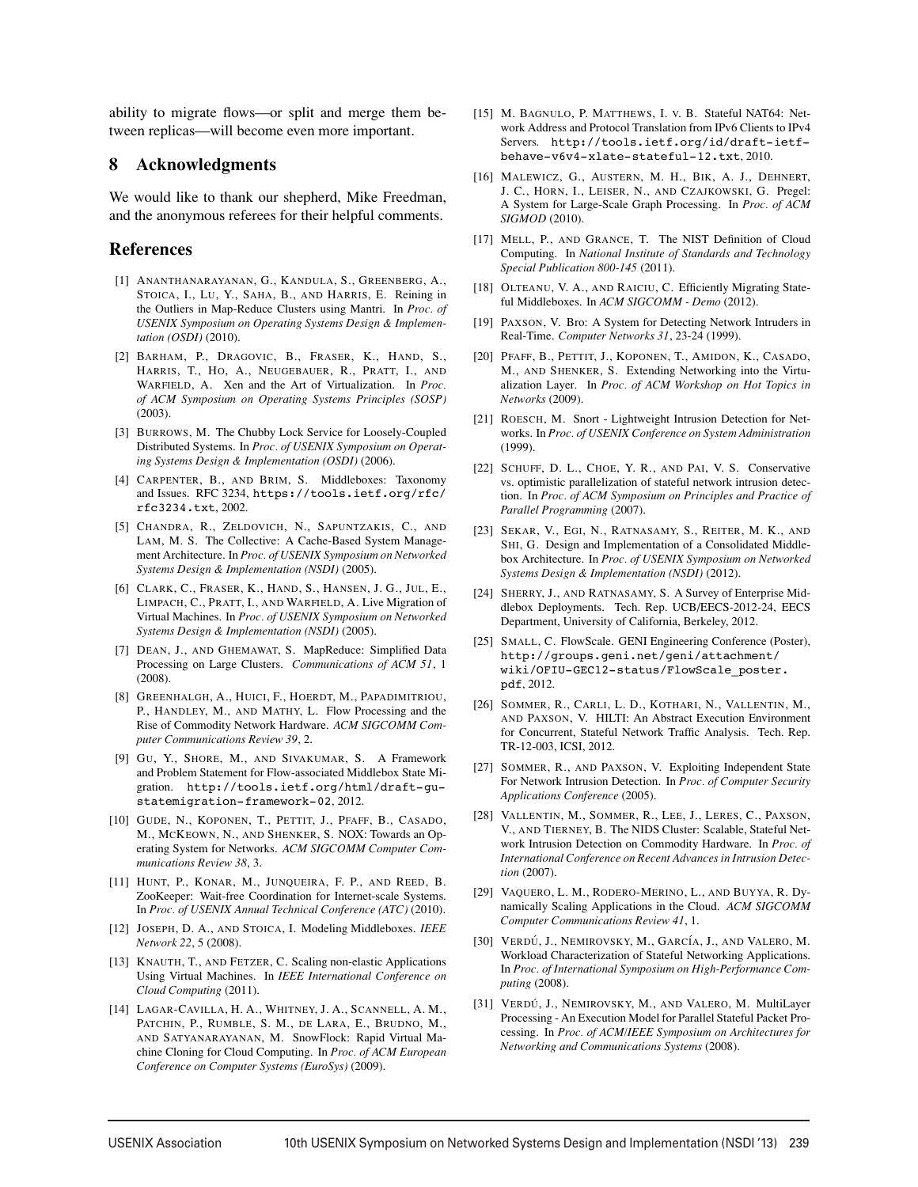ability to migrate flows—or split and merge them between replicas—will become even more important.

## 8 Acknowledgments

We would like to thank our shepherd, Mike Freedman, and the anonymous referees for their helpful comments.

## References

[1] ANANTHANARAYANAN, G., KANDULA, S., GREENBERG, A., STOICA, I., LU, Y., SAHA, B., AND HARRIS, E. Reining in the Outliers in Map-Reduce Clusters using Mantri. In *Proc. of USENIX Symposium on Operating Systems Design & Implementation (OSDI)* (2010).

[2] BARHAM, P., DRAGOVIC, B., FRASER, K., HAND, S., HARRIS, T., HO, A., NEUGEBAUER, R., PRATT, I., AND WARFIELD, A. Xen and the Art of Virtualization. In *Proc. of ACM Symposium on Operating Systems Principles (SOSP)* (2003).

[3] BURROWS, M. The Chubby Lock Service for Loosely-Coupled Distributed Systems. In *Proc. of USENIX Symposium on Operating Systems Design & Implementation (OSDI)* (2006).

[4] CARPENTER, B., AND BRIM, S. Middleboxes: Taxonomy and Issues. RFC 3234, `https://tools.ietf.org/rfc/rfc3234.txt`, 2002.

[5] CHANDRA, R., ZELDOVICH, N., SAPUNTZAKIS, C., AND LAM, M. S. The Collective: A Cache-Based System Management Architecture. In *Proc. of USENIX Symposium on Networked Systems Design & Implementation (NSDI)* (2005).

[6] CLARK, C., FRASER, K., HAND, S., HANSEN, J. G., JUL, E., LIMPACH, C., PRATT, I., AND WARFIELD, A. Live Migration of Virtual Machines. In *Proc. of USENIX Symposium on Networked Systems Design & Implementation (NSDI)* (2005).

[7] DEAN, J., AND GHEMAWAT, S. MapReduce: Simplified Data Processing on Large Clusters. *Communications of ACM 51*, 1 (2008).

[8] GREENHALGH, A., HUICI, F., HOERDT, M., PAPADIMITRIOU, P., HANDLEY, M., AND MATHY, L. Flow Processing and the Rise of Commodity Network Hardware. *ACM SIGCOMM Computer Communications Review 39*, 2.

[9] GU, Y., SHORE, M., AND SIVAKUMAR, S. A Framework and Problem Statement for Flow-associated Middlebox State Migration. `http://tools.ietf.org/html/draft-gu-statemigration-framework-02`, 2012.

[10] GUDE, N., KOPONEN, T., PETTIT, J., PFAFF, B., CASADO, M., MCKEOWN, N., AND SHENKER, S. NOX: Towards an Operating System for Networks. *ACM SIGCOMM Computer Communications Review 38*, 3.

[11] HUNT, P., KONAR, M., JUNQUEIRA, F. P., AND REED, B. ZooKeeper: Wait-free Coordination for Internet-scale Systems. In *Proc. of USENIX Annual Technical Conference (ATC)* (2010).

[12] JOSEPH, D. A., AND STOICA, I. Modeling Middleboxes. *IEEE Network 22*, 5 (2008).

[13] KNAUTH, T., AND FETZER, C. Scaling non-elastic Applications Using Virtual Machines. In *IEEE International Conference on Cloud Computing* (2011).

[14] LAGAR-CAVILLA, H. A., WHITNEY, J. A., SCANNELL, A. M., PATCHIN, P., RUMBLE, S. M., DE LARA, E., BRUDNO, M., AND SATYANARAYANAN, M. SnowFlock: Rapid Virtual Machine Cloning for Cloud Computing. In *Proc. of ACM European Conference on Computer Systems (EuroSys)* (2009).

[15] M. BAGNULO, P. MATTHEWS, I. V. B. Stateful NAT64: Network Address and Protocol Translation from IPv6 Clients to IPv4 Servers. `http://tools.ietf.org/id/draft-ietf-behave-v6v4-xlate-stateful-12.txt`, 2010.

[16] MALEWICZ, G., AUSTERN, M. H., BIK, A. J., DEHNERT, J. C., HORN, I., LEISER, N., AND CZAJKOWSKI, G. Pregel: A System for Large-Scale Graph Processing. In *Proc. of ACM SIGMOD* (2010).

[17] MELL, P., AND GRANCE, T. The NIST Definition of Cloud Computing. In *National Institute of Standards and Technology Special Publication 800-145* (2011).

[18] OLTEANU, V. A., AND RAICIU, C. Efficiently Migrating Stateful Middleboxes. In *ACM SIGCOMM - Demo* (2012).

[19] PAXSON, V. Bro: A System for Detecting Network Intruders in Real-Time. *Computer Networks 31*, 23-24 (1999).

[20] PFAFF, B., PETTIT, J., KOPONEN, T., AMIDON, K., CASADO, M., AND SHENKER, S. Extending Networking into the Virtualization Layer. In *Proc. of ACM Workshop on Hot Topics in Networks* (2009).

[21] ROESCH, M. Snort - Lightweight Intrusion Detection for Networks. In *Proc. of USENIX Conference on System Administration* (1999).

[22] SCHUFF, D. L., CHOE, Y. R., AND PAI, V. S. Conservative vs. optimistic parallelization of stateful network intrusion detection. In *Proc. of ACM Symposium on Principles and Practice of Parallel Programming* (2007).

[23] SEKAR, V., EGI, N., RATNASAMY, S., REITER, M. K., AND SHI, G. Design and Implementation of a Consolidated Middlebox Architecture. In *Proc. of USENIX Symposium on Networked Systems Design & Implementation (NSDI)* (2012).

[24] SHERRY, J., AND RATNASAMY, S. A Survey of Enterprise Middlebox Deployments. Tech. Rep. UCB/EECS-2012-24, EECS Department, University of California, Berkeley, 2012.

[25] SMALL, C. FlowScale. GENI Engineering Conference (Poster), `http://groups.geni.net/geni/attachment/wiki/OFIU-GEC12-status/FlowScale_poster.pdf`, 2012.

[26] SOMMER, R., CARLI, L. D., KOTHARI, N., VALLENTIN, M., AND PAXSON, V. HILTI: An Abstract Execution Environment for Concurrent, Stateful Network Traffic Analysis. Tech. Rep. TR-12-003, ICSI, 2012.

[27] SOMMER, R., AND PAXSON, V. Exploiting Independent State For Network Intrusion Detection. In *Proc. of Computer Security Applications Conference* (2005).

[28] VALLENTIN, M., SOMMER, R., LEE, J., LERES, C., PAXSON, V., AND TIERNEY, B. The NIDS Cluster: Scalable, Stateful Network Intrusion Detection on Commodity Hardware. In *Proc. of International Conference on Recent Advances in Intrusion Detection* (2007).

[29] VAQUERO, L. M., RODERO-MERINO, L., AND BUYYA, R. Dynamically Scaling Applications in the Cloud. *ACM SIGCOMM Computer Communications Review 41*, 1.

[30] VERDÚ, J., NEMIROVSKY, M., GARCÍA, J., AND VALERO, M. Workload Characterization of Stateful Networking Applications. In *Proc. of International Symposium on High-Performance Computing* (2008).

[31] VERDÚ, J., NEMIROVSKY, M., AND VALERO, M. MultiLayer Processing - An Execution Model for Parallel Stateful Packet Processing. In *Proc. of ACM/IEEE Symposium on Architectures for Networking and Communications Systems* (2008).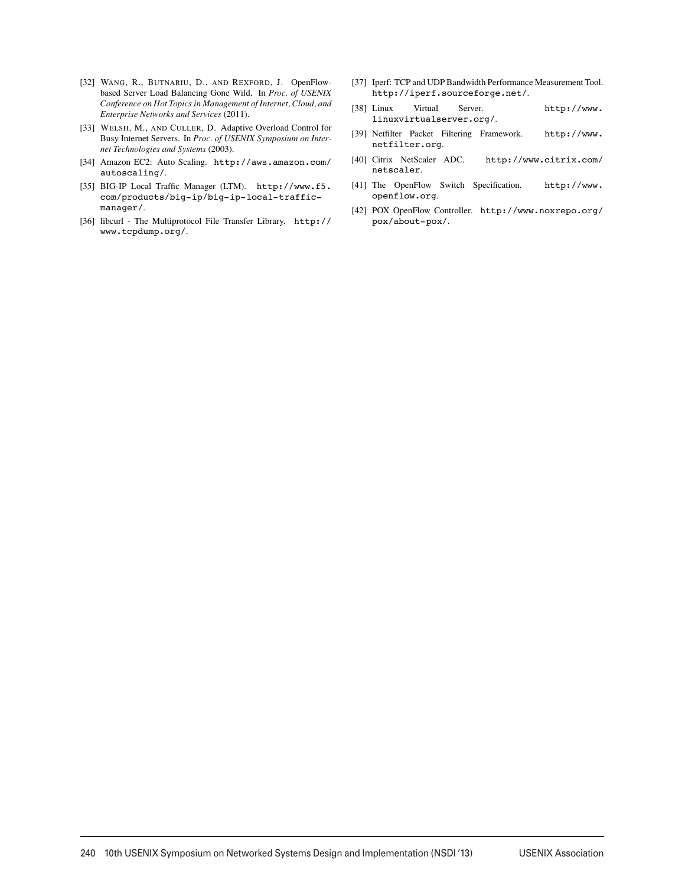[32] Wang, R., Butnariu, D., and Rexford, J. OpenFlow-based Server Load Balancing Gone Wild. In *Proc. of USENIX Conference on Hot Topics in Management of Internet, Cloud, and Enterprise Networks and Services* (2011).

[33] Welsh, M., and Culler, D. Adaptive Overload Control for Busy Internet Servers. In *Proc. of USENIX Symposium on Internet Technologies and Systems* (2003).

[34] Amazon EC2: Auto Scaling. `http://aws.amazon.com/autoscaling/`.

[35] BIG-IP Local Traffic Manager (LTM). `http://www.f5.com/products/big-ip/big-ip-local-traffic-manager/`.

[36] libcurl - The Multiprotocol File Transfer Library. `http://www.tcpdump.org/`.

[37] Iperf: TCP and UDP Bandwidth Performance Measurement Tool. `http://iperf.sourceforge.net/`.

[38] Linux Virtual Server. `http://www.linuxvirtualserver.org/`.

[39] Netfilter Packet Filtering Framework. `http://www.netfilter.org`.

[40] Citrix NetScaler ADC. `http://www.citrix.com/netscaler`.

[41] The OpenFlow Switch Specification. `http://www.openflow.org`.

[42] POX OpenFlow Controller. `http://www.noxrepo.org/pox/about-pox/`.